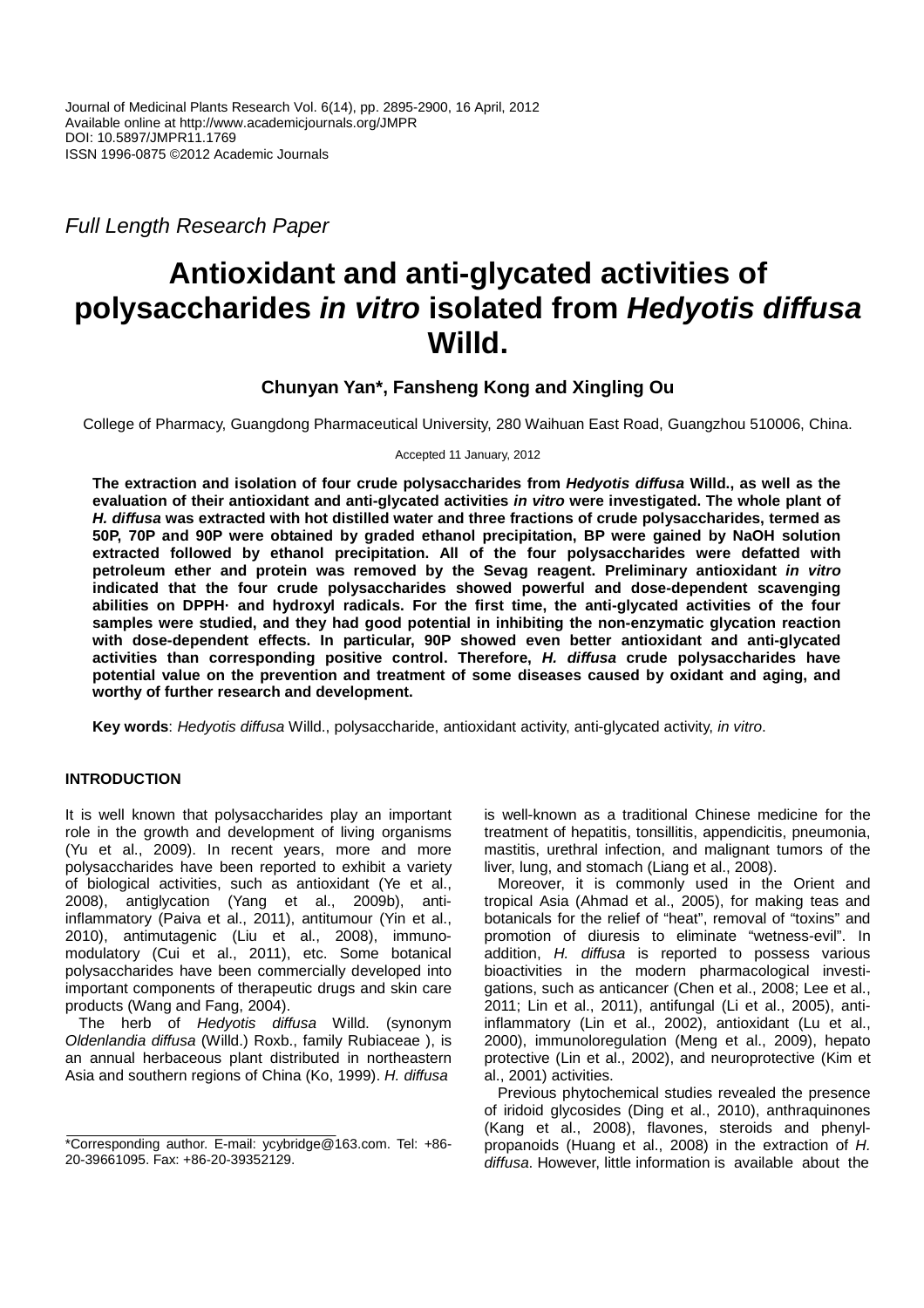Journal of Medicinal Plants Research Vol. 6(14), pp. 2895-2900, 16 April, 2012
Available online at http://www.academicjournals.org/JMPR
DOI: 10.5897/JMPR11.1769
ISSN 1996-0875 ©2012 Academic Journals

*Full Length Research Paper*

# Antioxidant and anti-glycated activities of polysaccharides *in vitro* isolated from *Hedyotis diffusa* Willd.

**Chunyan Yan\*, Fansheng Kong and Xingling Ou**

College of Pharmacy, Guangdong Pharmaceutical University, 280 Waihuan East Road, Guangzhou 510006, China.

Accepted 11 January, 2012

**The extraction and isolation of four crude polysaccharides from *Hedyotis diffusa* Willd., as well as the evaluation of their antioxidant and anti-glycated activities *in vitro* were investigated. The whole plant of *H. diffusa* was extracted with hot distilled water and three fractions of crude polysaccharides, termed as 50P, 70P and 90P were obtained by graded ethanol precipitation, BP were gained by NaOH solution extracted followed by ethanol precipitation. All of the four polysaccharides were defatted with petroleum ether and protein was removed by the Sevag reagent. Preliminary antioxidant *in vitro* indicated that the four crude polysaccharides showed powerful and dose-dependent scavenging abilities on DPPH· and hydroxyl radicals. For the first time, the anti-glycated activities of the four samples were studied, and they had good potential in inhibiting the non-enzymatic glycation reaction with dose-dependent effects. In particular, 90P showed even better antioxidant and anti-glycated activities than corresponding positive control. Therefore, *H. diffusa* crude polysaccharides have potential value on the prevention and treatment of some diseases caused by oxidant and aging, and worthy of further research and development.**

**Key words**: *Hedyotis diffusa* Willd., polysaccharide, antioxidant activity, anti-glycated activity, *in vitro*.

## INTRODUCTION

It is well known that polysaccharides play an important role in the growth and development of living organisms (Yu et al., 2009). In recent years, more and more polysaccharides have been reported to exhibit a variety of biological activities, such as antioxidant (Ye et al., 2008), antiglycation (Yang et al., 2009b), anti-inflammatory (Paiva et al., 2011), antitumour (Yin et al., 2010), antimutagenic (Liu et al., 2008), immuno-modulatory (Cui et al., 2011), etc. Some botanical polysaccharides have been commercially developed into important components of therapeutic drugs and skin care products (Wang and Fang, 2004).

The herb of *Hedyotis diffusa* Willd. (synonym *Oldenlandia diffusa* (Willd.) Roxb., family Rubiaceae ), is an annual herbaceous plant distributed in northeastern Asia and southern regions of China (Ko, 1999). *H. diffusa* is well-known as a traditional Chinese medicine for the treatment of hepatitis, tonsillitis, appendicitis, pneumonia, mastitis, urethral infection, and malignant tumors of the liver, lung, and stomach (Liang et al., 2008).

Moreover, it is commonly used in the Orient and tropical Asia (Ahmad et al., 2005), for making teas and botanicals for the relief of "heat", removal of "toxins" and promotion of diuresis to eliminate "wetness-evil". In addition, *H. diffusa* is reported to possess various bioactivities in the modern pharmacological investigations, such as anticancer (Chen et al., 2008; Lee et al., 2011; Lin et al., 2011), antifungal (Li et al., 2005), anti-inflammatory (Lin et al., 2002), antioxidant (Lu et al., 2000), immunoloregulation (Meng et al., 2009), hepato protective (Lin et al., 2002), and neuroprotective (Kim et al., 2001) activities.

Previous phytochemical studies revealed the presence of iridoid glycosides (Ding et al., 2010), anthraquinones (Kang et al., 2008), flavones, steroids and phenyl-propanoids (Huang et al., 2008) in the extraction of *H. diffusa*. However, little information is available about the

\*Corresponding author. E-mail: ycybridge@163.com. Tel: +86-20-39661095. Fax: +86-20-39352129.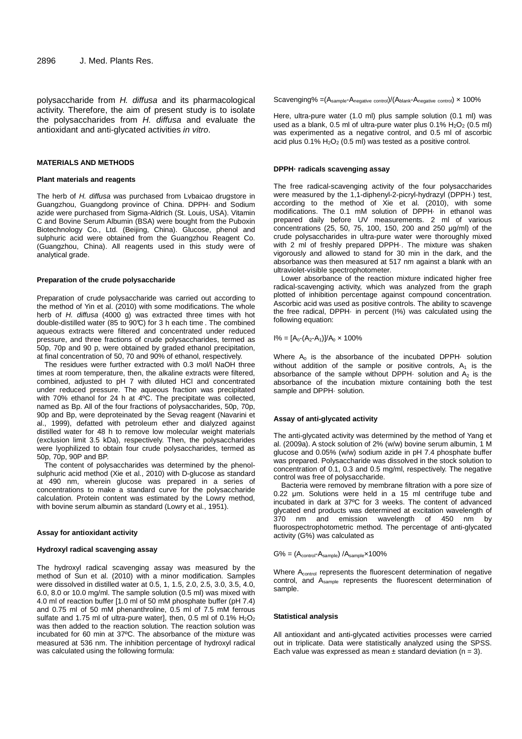polysaccharide from *H. diffusa* and its pharmacological activity. Therefore, the aim of present study is to isolate the polysaccharides from *H. diffusa* and evaluate the antioxidant and anti-glycated activities *in vitro*.

## MATERIALS AND METHODS

### Plant materials and reagents

The herb of *H. diffusa* was purchased from Lvbaicao drugstore in Guangzhou, Guangdong province of China. DPPH· and Sodium azide were purchased from Sigma-Aldrich (St. Louis, USA). Vitamin C and Bovine Serum Albumin (BSA) were bought from the Puboxin Biotechnology Co., Ltd. (Beijing, China). Glucose, phenol and sulphuric acid were obtained from the Guangzhou Reagent Co. (Guangzhou, China). All reagents used in this study were of analytical grade.

### Preparation of the crude polysaccharide

Preparation of crude polysaccharide was carried out according to the method of Yin et al. (2010) with some modifications. The whole herb of *H. diffusa* (4000 g) was extracted three times with hot double-distilled water (85 to 90℃) for 3 h each time . The combined aqueous extracts were filtered and concentrated under reduced pressure, and three fractions of crude polysaccharides, termed as 50p, 70p and 90 p, were obtained by graded ethanol precipitation, at final concentration of 50, 70 and 90% of ethanol, respectively.

The residues were further extracted with 0.3 mol/l NaOH three times at room temperature, then, the alkaline extracts were filtered, combined, adjusted to pH 7 with diluted HCl and concentrated under reduced pressure. The aqueous fraction was precipitated with 70% ethanol for 24 h at 4ºC. The precipitate was collected, named as Bp. All of the four fractions of polysaccharides, 50p, 70p, 90p and Bp, were deproteinated by the Sevag reagent (Navarini et al., 1999), defatted with petroleum ether and dialyzed against distilled water for 48 h to remove low molecular weight materials (exclusion limit 3.5 kDa), respectively. Then, the polysaccharides were lyophilized to obtain four crude polysaccharides, termed as 50p, 70p, 90P and BP.

The content of polysaccharides was determined by the phenol-sulphuric acid method (Xie et al., 2010) with D-glucose as standard at 490 nm, wherein glucose was prepared in a series of concentrations to make a standard curve for the polysaccharide calculation. Protein content was estimated by the Lowry method, with bovine serum albumin as standard (Lowry et al., 1951).

### Assay for antioxidant activity

### Hydroxyl radical scavenging assay

The hydroxyl radical scavenging assay was measured by the method of Sun et al. (2010) with a minor modification. Samples were dissolved in distilled water at 0.5, 1, 1.5, 2.0, 2.5, 3.0, 3.5, 4.0, 6.0, 8.0 or 10.0 mg/ml. The sample solution (0.5 ml) was mixed with 4.0 ml of reaction buffer [1.0 ml of 50 mM phosphate buffer (pH 7.4) and 0.75 ml of 50 mM phenanthroline, 0.5 ml of 7.5 mM ferrous sulfate and 1.75 ml of ultra-pure water], then, 0.5 ml of 0.1% $H_2O_2$ was then added to the reaction solution. The reaction solution was incubated for 60 min at 37ºC. The absorbance of the mixture was measured at 536 nm. The inhibition percentage of hydroxyl radical was calculated using the following formula:

$$\text{Scavenging\%} = (A_{sample} - A_{negative\ control})/(A_{blank} - A_{negative\ control}) \times 100\%$$

Here, ultra-pure water (1.0 ml) plus sample solution (0.1 ml) was used as a blank, 0.5 ml of ultra-pure water plus 0.1% $H_2O_2$ (0.5 ml) was experimented as a negative control, and 0.5 ml of ascorbic acid plus 0.1% $H_2O_2$ (0.5 ml) was tested as a positive control.

### DPPH· radicals scavenging assay

The free radical-scavenging activity of the four polysaccharides were measured by the 1,1-diphenyl-2-picryl-hydrazyl (DPPH·) test, according to the method of Xie et al. (2010), with some modifications. The 0.1 mM solution of DPPH· in ethanol was prepared daily before UV measurements. 2 ml of various concentrations (25, 50, 75, 100, 150, 200 and 250 μg/ml) of the crude polysaccharides in ultra-pure water were thoroughly mixed with 2 ml of freshly prepared DPPH·. The mixture was shaken vigorously and allowed to stand for 30 min in the dark, and the absorbance was then measured at 517 nm against a blank with an ultraviolet-visible spectrophotometer.

Lower absorbance of the reaction mixture indicated higher free radical-scavenging activity, which was analyzed from the graph plotted of inhibition percentage against compound concentration. Ascorbic acid was used as positive controls. The ability to scavenge the free radical, DPPH· in percent (I%) was calculated using the following equation:

$$I\% = [A_0 - (A_2 - A_1)]/A_0 \times 100\%$$

Where $A_0$ is the absorbance of the incubated DPPH· solution without addition of the sample or positive controls, $A_1$ is the absorbance of the sample without DPPH· solution and $A_2$ is the absorbance of the incubation mixture containing both the test sample and DPPH· solution.

### Assay of anti-glycated activity

The anti-glycated activity was determined by the method of Yang et al. (2009a). A stock solution of 2% (w/w) bovine serum albumin, 1 M glucose and 0.05% (w/w) sodium azide in pH 7.4 phosphate buffer was prepared. Polysaccharide was dissolved in the stock solution to concentration of 0.1, 0.3 and 0.5 mg/ml, respectively. The negative control was free of polysaccharide.

Bacteria were removed by membrane filtration with a pore size of 0.22 μm. Solutions were held in a 15 ml centrifuge tube and incubated in dark at 37ºC for 3 weeks. The content of advanced glycated end products was determined at excitation wavelength of 370 nm and emission wavelength of 450 nm by fluorospectrophotometric method. The percentage of anti-glycated activity (G%) was calculated as

$$G\% = (A_{control} - A_{sample})/A_{sample} \times 100\%$$

Where $A_{control}$ represents the fluorescent determination of negative control, and $A_{sample}$ represents the fluorescent determination of sample.

### Statistical analysis

All antioxidant and anti-glycated activities processes were carried out in triplicate. Data were statistically analyzed using the SPSS. Each value was expressed as mean ± standard deviation (n = 3).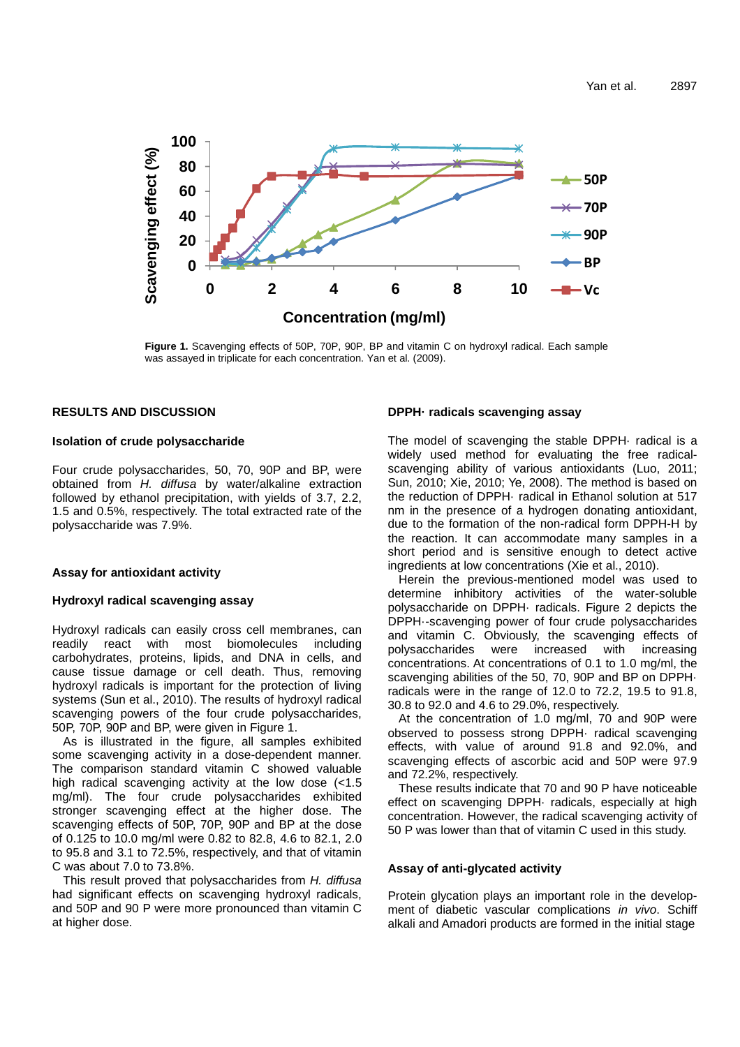**Figure 1.** Scavenging effects of 50P, 70P, 90P, BP and vitamin C on hydroxyl radical. Each sample was assayed in triplicate for each concentration. Yan et al. (2009).

## RESULTS AND DISCUSSION

### Isolation of crude polysaccharide

Four crude polysaccharides, 50, 70, 90P and BP, were obtained from *H. diffusa* by water/alkaline extraction followed by ethanol precipitation, with yields of 3.7, 2.2, 1.5 and 0.5%, respectively. The total extracted rate of the polysaccharide was 7.9%.

### Assay for antioxidant activity

### Hydroxyl radical scavenging assay

Hydroxyl radicals can easily cross cell membranes, can readily react with most biomolecules including carbohydrates, proteins, lipids, and DNA in cells, and cause tissue damage or cell death. Thus, removing hydroxyl radicals is important for the protection of living systems (Sun et al., 2010). The results of hydroxyl radical scavenging powers of the four crude polysaccharides, 50P, 70P, 90P and BP, were given in Figure 1.

As is illustrated in the figure, all samples exhibited some scavenging activity in a dose-dependent manner. The comparison standard vitamin C showed valuable high radical scavenging activity at the low dose (<1.5 mg/ml). The four crude polysaccharides exhibited stronger scavenging effect at the higher dose. The scavenging effects of 50P, 70P, 90P and BP at the dose of 0.125 to 10.0 mg/ml were 0.82 to 82.8, 4.6 to 82.1, 2.0 to 95.8 and 3.1 to 72.5%, respectively, and that of vitamin C was about 7.0 to 73.8%.

This result proved that polysaccharides from *H. diffusa* had significant effects on scavenging hydroxyl radicals, and 50P and 90 P were more pronounced than vitamin C at higher dose.

### DPPH· radicals scavenging assay

The model of scavenging the stable DPPH· radical is a widely used method for evaluating the free radical-scavenging ability of various antioxidants (Luo, 2011; Sun, 2010; Xie, 2010; Ye, 2008). The method is based on the reduction of DPPH· radical in Ethanol solution at 517 nm in the presence of a hydrogen donating antioxidant, due to the formation of the non-radical form DPPH-H by the reaction. It can accommodate many samples in a short period and is sensitive enough to detect active ingredients at low concentrations (Xie et al., 2010).

Herein the previous-mentioned model was used to determine inhibitory activities of the water-soluble polysaccharide on DPPH· radicals. Figure 2 depicts the DPPH·-scavenging power of four crude polysaccharides and vitamin C. Obviously, the scavenging effects of polysaccharides were increased with increasing concentrations. At concentrations of 0.1 to 1.0 mg/ml, the scavenging abilities of the 50, 70, 90P and BP on DPPH· radicals were in the range of 12.0 to 72.2, 19.5 to 91.8, 30.8 to 92.0 and 4.6 to 29.0%, respectively.

At the concentration of 1.0 mg/ml, 70 and 90P were observed to possess strong DPPH· radical scavenging effects, with value of around 91.8 and 92.0%, and scavenging effects of ascorbic acid and 50P were 97.9 and 72.2%, respectively.

These results indicate that 70 and 90 P have noticeable effect on scavenging DPPH· radicals, especially at high concentration. However, the radical scavenging activity of 50 P was lower than that of vitamin C used in this study.

### Assay of anti-glycated activity

Protein glycation plays an important role in the development of diabetic vascular complications *in vivo*. Schiff alkali and Amadori products are formed in the initial stage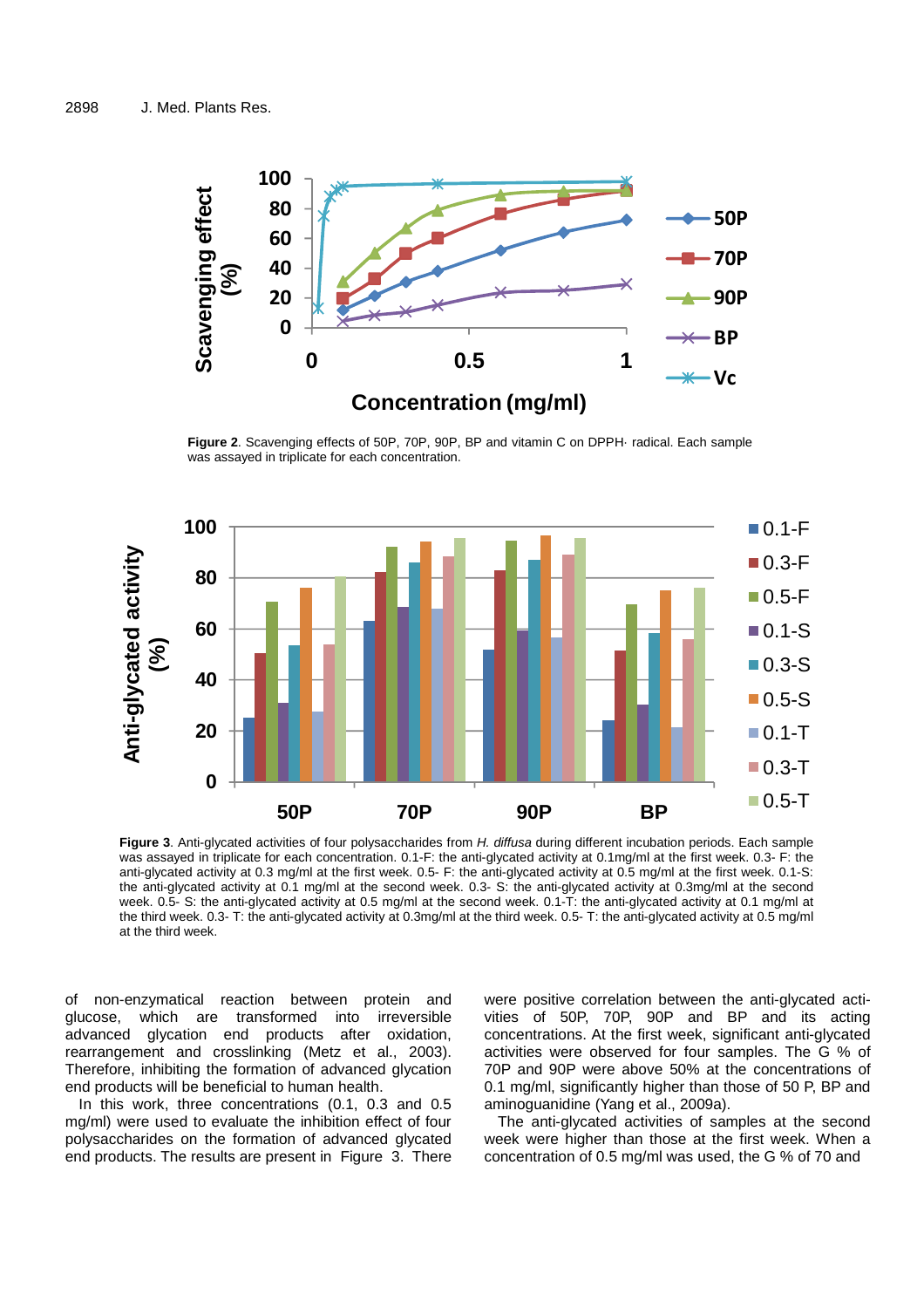**Figure 2**. Scavenging effects of 50P, 70P, 90P, BP and vitamin C on DPPH· radical. Each sample was assayed in triplicate for each concentration.

**Figure 3**. Anti-glycated activities of four polysaccharides from *H. diffusa* during different incubation periods. Each sample was assayed in triplicate for each concentration. 0.1-F: the anti-glycated activity at 0.1mg/ml at the first week. 0.3- F: the anti-glycated activity at 0.3 mg/ml at the first week. 0.5- F: the anti-glycated activity at 0.5 mg/ml at the first week. 0.1-S: the anti-glycated activity at 0.1 mg/ml at the second week. 0.3- S: the anti-glycated activity at 0.3mg/ml at the second week. 0.5- S: the anti-glycated activity at 0.5 mg/ml at the second week. 0.1-T: the anti-glycated activity at 0.1 mg/ml at the third week. 0.3- T: the anti-glycated activity at 0.3mg/ml at the third week. 0.5- T: the anti-glycated activity at 0.5 mg/ml at the third week.

of non-enzymatical reaction between protein and glucose, which are transformed into irreversible advanced glycation end products after oxidation, rearrangement and crosslinking (Metz et al., 2003). Therefore, inhibiting the formation of advanced glycation end products will be beneficial to human health.

In this work, three concentrations (0.1, 0.3 and 0.5 mg/ml) were used to evaluate the inhibition effect of four polysaccharides on the formation of advanced glycated end products. The results are present in Figure 3. There were positive correlation between the anti-glycated activities of 50P, 70P, 90P and BP and its acting concentrations. At the first week, significant anti-glycated activities were observed for four samples. The G % of 70P and 90P were above 50% at the concentrations of 0.1 mg/ml, significantly higher than those of 50 P, BP and aminoguanidine (Yang et al., 2009a).

The anti-glycated activities of samples at the second week were higher than those at the first week. When a concentration of 0.5 mg/ml was used, the G % of 70 and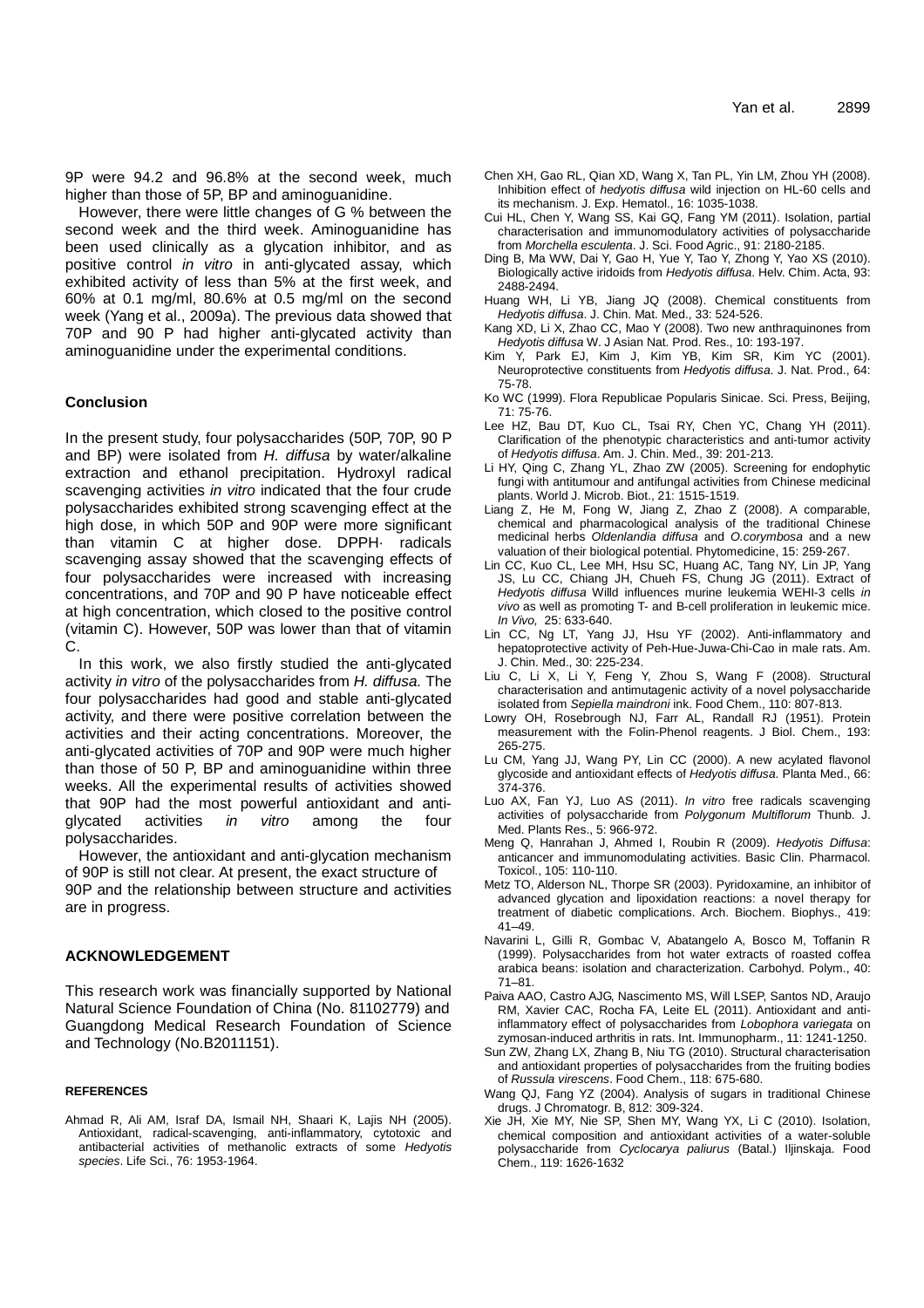9P were 94.2 and 96.8% at the second week, much higher than those of 5P, BP and aminoguanidine.

However, there were little changes of G % between the second week and the third week. Aminoguanidine has been used clinically as a glycation inhibitor, and as positive control *in vitro* in anti-glycated assay, which exhibited activity of less than 5% at the first week, and 60% at 0.1 mg/ml, 80.6% at 0.5 mg/ml on the second week (Yang et al., 2009a). The previous data showed that 70P and 90 P had higher anti-glycated activity than aminoguanidine under the experimental conditions.

## Conclusion

In the present study, four polysaccharides (50P, 70P, 90 P and BP) were isolated from *H. diffusa* by water/alkaline extraction and ethanol precipitation. Hydroxyl radical scavenging activities *in vitro* indicated that the four crude polysaccharides exhibited strong scavenging effect at the high dose, in which 50P and 90P were more significant than vitamin C at higher dose. DPPH· radicals scavenging assay showed that the scavenging effects of four polysaccharides were increased with increasing concentrations, and 70P and 90 P have noticeable effect at high concentration, which closed to the positive control (vitamin C). However, 50P was lower than that of vitamin C.

In this work, we also firstly studied the anti-glycated activity *in vitro* of the polysaccharides from *H. diffusa.* The four polysaccharides had good and stable anti-glycated activity, and there were positive correlation between the activities and their acting concentrations. Moreover, the anti-glycated activities of 70P and 90P were much higher than those of 50 P, BP and aminoguanidine within three weeks. All the experimental results of activities showed that 90P had the most powerful antioxidant and anti-glycated activities *in vitro* among the four polysaccharides.

However, the antioxidant and anti-glycation mechanism of 90P is still not clear. At present, the exact structure of 90P and the relationship between structure and activities are in progress.

## ACKNOWLEDGEMENT

This research work was financially supported by National Natural Science Foundation of China (No. 81102779) and Guangdong Medical Research Foundation of Science and Technology (No.B2011151).

## REFERENCES

Ahmad R, Ali AM, Israf DA, Ismail NH, Shaari K, Lajis NH (2005). Antioxidant, radical-scavenging, anti-inflammatory, cytotoxic and antibacterial activities of methanolic extracts of some *Hedyotis species*. Life Sci., 76: 1953-1964.

Chen XH, Gao RL, Qian XD, Wang X, Tan PL, Yin LM, Zhou YH (2008). Inhibition effect of *hedyotis diffusa* wild injection on HL-60 cells and its mechanism. J. Exp. Hematol., 16: 1035-1038.

Cui HL, Chen Y, Wang SS, Kai GQ, Fang YM (2011). Isolation, partial characterisation and immunomodulatory activities of polysaccharide from *Morchella esculenta*. J. Sci. Food Agric., 91: 2180-2185.

Ding B, Ma WW, Dai Y, Gao H, Yue Y, Tao Y, Zhong Y, Yao XS (2010). Biologically active iridoids from *Hedyotis diffusa*. Helv. Chim. Acta, 93: 2488-2494.

Huang WH, Li YB, Jiang JQ (2008). Chemical constituents from *Hedyotis diffusa*. J. Chin. Mat. Med., 33: 524-526.

Kang XD, Li X, Zhao CC, Mao Y (2008). Two new anthraquinones from *Hedyotis diffusa* W. J Asian Nat. Prod. Res., 10: 193-197.

Kim Y, Park EJ, Kim J, Kim YB, Kim SR, Kim YC (2001). Neuroprotective constituents from *Hedyotis diffusa*. J. Nat. Prod., 64: 75-78.

Ko WC (1999). Flora Republicae Popularis Sinicae. Sci. Press, Beijing, 71: 75-76.

Lee HZ, Bau DT, Kuo CL, Tsai RY, Chen YC, Chang YH (2011). Clarification of the phenotypic characteristics and anti-tumor activity of *Hedyotis diffusa*. Am. J. Chin. Med., 39: 201-213.

Li HY, Qing C, Zhang YL, Zhao ZW (2005). Screening for endophytic fungi with antitumour and antifungal activities from Chinese medicinal plants. World J. Microb. Biot., 21: 1515-1519.

Liang Z, He M, Fong W, Jiang Z, Zhao Z (2008). A comparable, chemical and pharmacological analysis of the traditional Chinese medicinal herbs *Oldenlandia diffusa* and *O.corymbosa* and a new valuation of their biological potential. Phytomedicine, 15: 259-267.

Lin CC, Kuo CL, Lee MH, Hsu SC, Huang AC, Tang NY, Lin JP, Yang JS, Lu CC, Chiang JH, Chueh FS, Chung JG (2011). Extract of *Hedyotis diffusa* Willd influences murine leukemia WEHI-3 cells *in vivo* as well as promoting T- and B-cell proliferation in leukemic mice. *In Vivo,* 25: 633-640.

Lin CC, Ng LT, Yang JJ, Hsu YF (2002). Anti-inflammatory and hepatoprotective activity of Peh-Hue-Juwa-Chi-Cao in male rats. Am. J. Chin. Med., 30: 225-234.

Liu C, Li X, Li Y, Feng Y, Zhou S, Wang F (2008). Structural characterisation and antimutagenic activity of a novel polysaccharide isolated from *Sepiella maindroni* ink. Food Chem., 110: 807-813.

Lowry OH, Rosebrough NJ, Farr AL, Randall RJ (1951). Protein measurement with the Folin-Phenol reagents. J Biol. Chem., 193: 265-275.

Lu CM, Yang JJ, Wang PY, Lin CC (2000). A new acylated flavonol glycoside and antioxidant effects of *Hedyotis diffusa*. Planta Med., 66: 374-376.

Luo AX, Fan YJ, Luo AS (2011). *In vitro* free radicals scavenging activities of polysaccharide from *Polygonum Multiflorum* Thunb. J. Med. Plants Res., 5: 966-972.

Meng Q, Hanrahan J, Ahmed I, Roubin R (2009). *Hedyotis Diffusa*: anticancer and immunomodulating activities. Basic Clin. Pharmacol. Toxicol., 105: 110-110.

Metz TO, Alderson NL, Thorpe SR (2003). Pyridoxamine, an inhibitor of advanced glycation and lipoxidation reactions: a novel therapy for treatment of diabetic complications. Arch. Biochem. Biophys., 419: 41–49.

Navarini L, Gilli R, Gombac V, Abatangelo A, Bosco M, Toffanin R (1999). Polysaccharides from hot water extracts of roasted coffea arabica beans: isolation and characterization. Carbohyd. Polym., 40: 71–81.

Paiva AAO, Castro AJG, Nascimento MS, Will LSEP, Santos ND, Araujo RM, Xavier CAC, Rocha FA, Leite EL (2011). Antioxidant and anti-inflammatory effect of polysaccharides from *Lobophora variegata* on zymosan-induced arthritis in rats. Int. Immunopharm., 11: 1241-1250.

Sun ZW, Zhang LX, Zhang B, Niu TG (2010). Structural characterisation and antioxidant properties of polysaccharides from the fruiting bodies of *Russula virescens*. Food Chem., 118: 675-680.

Wang QJ, Fang YZ (2004). Analysis of sugars in traditional Chinese drugs. J Chromatogr. B, 812: 309-324.

Xie JH, Xie MY, Nie SP, Shen MY, Wang YX, Li C (2010). Isolation, chemical composition and antioxidant activities of a water-soluble polysaccharide from *Cyclocarya paliurus* (Batal.) Iljinskaja. Food Chem., 119: 1626-1632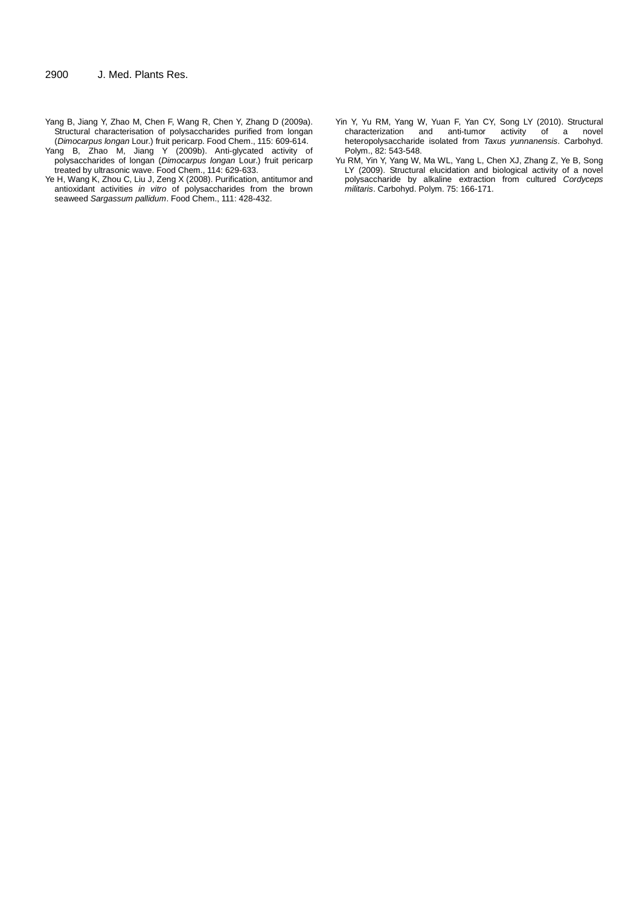Yang B, Jiang Y, Zhao M, Chen F, Wang R, Chen Y, Zhang D (2009a). Structural characterisation of polysaccharides purified from longan (*Dimocarpus longan* Lour.) fruit pericarp. Food Chem., 115: 609-614.

Yang B, Zhao M, Jiang Y (2009b). Anti-glycated activity of polysaccharides of longan (*Dimocarpus longan* Lour.) fruit pericarp treated by ultrasonic wave. Food Chem., 114: 629-633.

Ye H, Wang K, Zhou C, Liu J, Zeng X (2008). Purification, antitumor and antioxidant activities *in vitro* of polysaccharides from the brown seaweed *Sargassum pallidum*. Food Chem., 111: 428-432.

Yin Y, Yu RM, Yang W, Yuan F, Yan CY, Song LY (2010). Structural characterization and anti-tumor activity of a novel heteropolysaccharide isolated from *Taxus yunnanensis*. Carbohyd. Polym., 82: 543-548.

Yu RM, Yin Y, Yang W, Ma WL, Yang L, Chen XJ, Zhang Z, Ye B, Song LY (2009). Structural elucidation and biological activity of a novel polysaccharide by alkaline extraction from cultured *Cordyceps militaris*. Carbohyd. Polym. 75: 166-171.